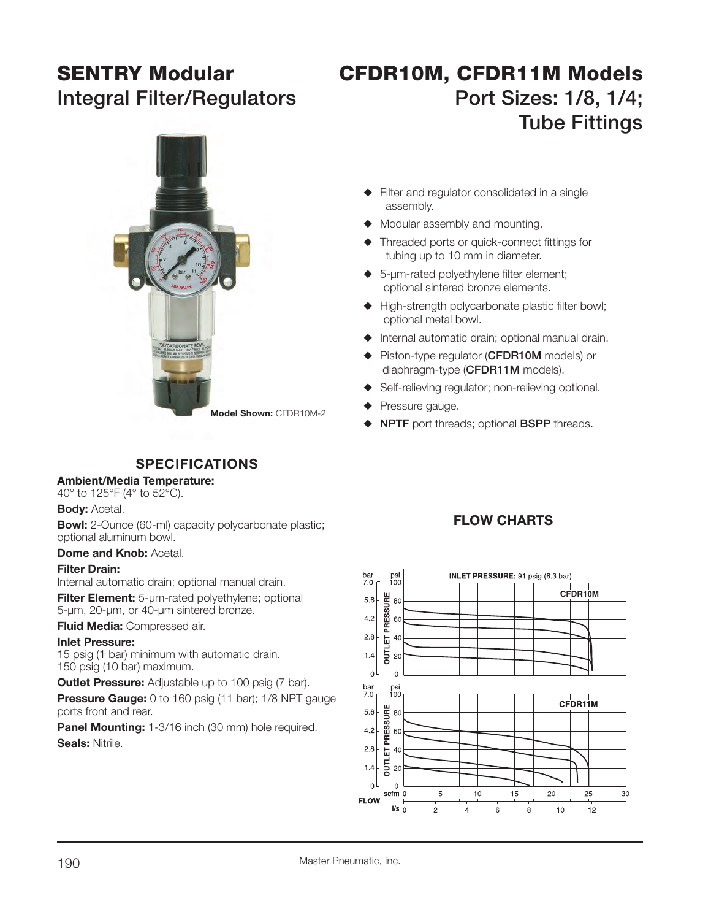# SENTRY Modular Integral Filter/Regulators

# CFDR10M, CFDR11M Models

## Port Sizes: 1/8, 1/4; Tube Fittings

**Model Shown:** CFDR10M-2

- Filter and regulator consolidated in a single assembly.
- Modular assembly and mounting.
- Threaded ports or quick-connect fittings for tubing up to 10 mm in diameter.
- 5-µm-rated polyethylene filter element; optional sintered bronze elements.
- High-strength polycarbonate plastic filter bowl; optional metal bowl.
- Internal automatic drain; optional manual drain.
- Piston-type regulator (**CFDR10M** models) or diaphragm-type (**CFDR11M** models).
- Self-relieving regulator; non-relieving optional.
- Pressure gauge.
- **NPTF** port threads; optional **BSPP** threads.

## SPECIFICATIONS

**Ambient/Media Temperature:**
40° to 125°F (4° to 52°C).

**Body:** Acetal.

**Bowl:** 2-Ounce (60-ml) capacity polycarbonate plastic; optional aluminum bowl.

**Dome and Knob:** Acetal.

**Filter Drain:**
Internal automatic drain; optional manual drain.

**Filter Element:** 5-µm-rated polyethylene; optional 5-µm, 20-µm, or 40-µm sintered bronze.

**Fluid Media:** Compressed air.

**Inlet Pressure:**
15 psig (1 bar) minimum with automatic drain.
150 psig (10 bar) maximum.

**Outlet Pressure:** Adjustable up to 100 psig (7 bar).

**Pressure Gauge:** 0 to 160 psig (11 bar); 1/8 NPT gauge ports front and rear.

**Panel Mounting:** 1-3/16 inch (30 mm) hole required.

**Seals:** Nitrile.

## FLOW CHARTS

INLET PRESSURE: 91 psig (6.3 bar)

CFDR10M

bar: 0, 1.4, 2.8, 4.2, 5.6, 7.0
psi: 0, 20, 40, 60, 80, 100
OUTLET PRESSURE

CFDR11M

bar: 0, 1.4, 2.8, 4.2, 5.6, 7.0
psi: 0, 20, 40, 60, 80, 100
OUTLET PRESSURE

FLOW
scfm: 0, 5, 10, 15, 20, 25, 30
l/s: 0, 2, 4, 6, 8, 10, 12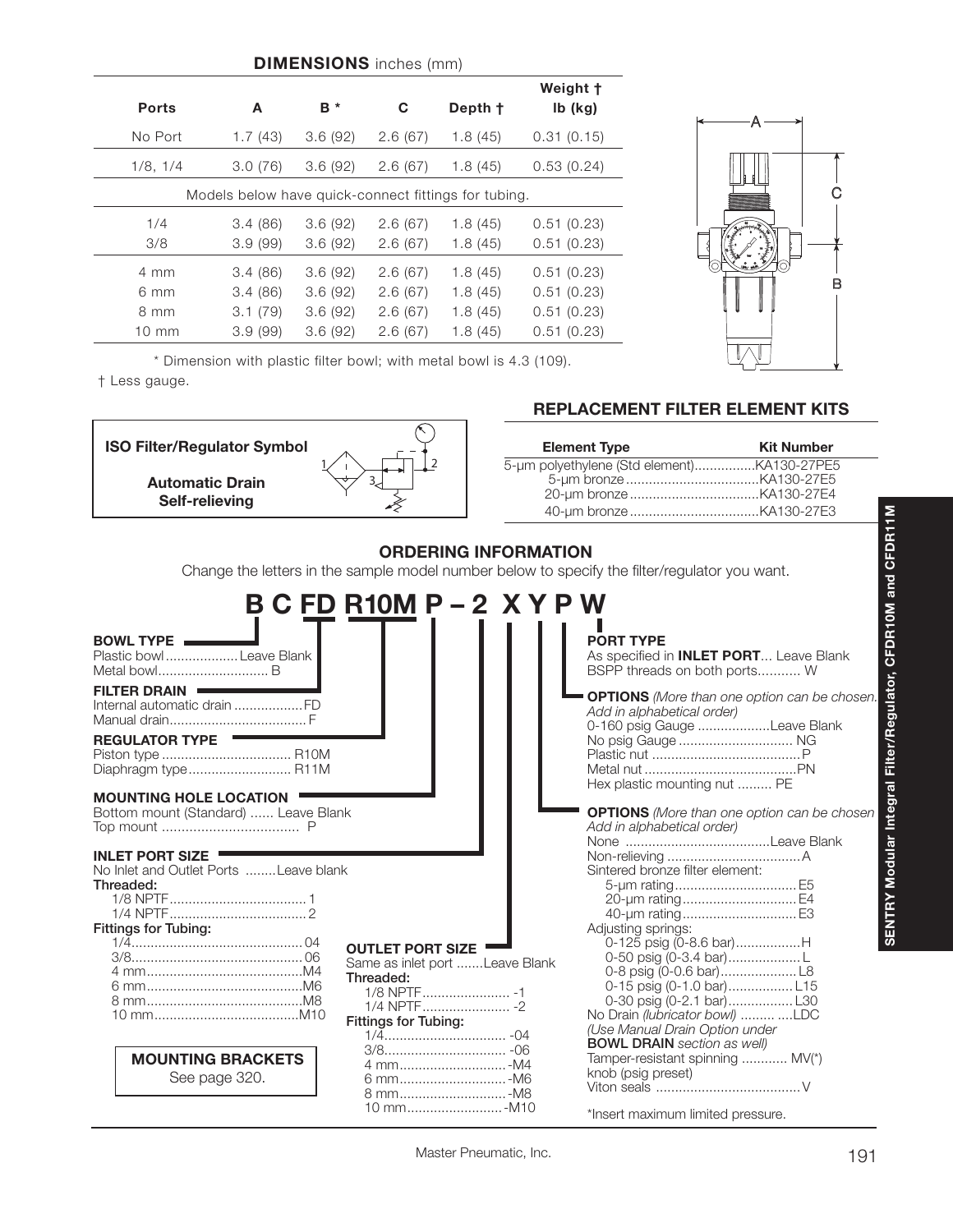## DIMENSIONS inches (mm)

| Ports | A | B * | C | Depth † | Weight † lb (kg) |
|---|---|---|---|---|---|
| No Port | 1.7 (43) | 3.6 (92) | 2.6 (67) | 1.8 (45) | 0.31 (0.15) |
| 1/8, 1/4 | 3.0 (76) | 3.6 (92) | 2.6 (67) | 1.8 (45) | 0.53 (0.24) |
| Models below have quick-connect fittings for tubing. | | | | | |
| 1/4 | 3.4 (86) | 3.6 (92) | 2.6 (67) | 1.8 (45) | 0.51 (0.23) |
| 3/8 | 3.9 (99) | 3.6 (92) | 2.6 (67) | 1.8 (45) | 0.51 (0.23) |
| 4 mm | 3.4 (86) | 3.6 (92) | 2.6 (67) | 1.8 (45) | 0.51 (0.23) |
| 6 mm | 3.4 (86) | 3.6 (92) | 2.6 (67) | 1.8 (45) | 0.51 (0.23) |
| 8 mm | 3.1 (79) | 3.6 (92) | 2.6 (67) | 1.8 (45) | 0.51 (0.23) |
| 10 mm | 3.9 (99) | 3.6 (92) | 2.6 (67) | 1.8 (45) | 0.51 (0.23) |

\* Dimension with plastic filter bowl; with metal bowl is 4.3 (109).

† Less gauge.

A

C

B

**ISO Filter/Regulator Symbol**

**Automatic Drain Self-relieving**

1 2 3

## REPLACEMENT FILTER ELEMENT KITS

| Element Type | Kit Number |
|---|---|
| 5-µm polyethylene (Std element) | KA130-27PE5 |
| 5-µm bronze | KA130-27E5 |
| 20-µm bronze | KA130-27E4 |
| 40-µm bronze | KA130-27E3 |

## ORDERING INFORMATION

Change the letters in the sample model number below to specify the filter/regulator you want.

# B C FD R10M P – 2 X Y P W

**BOWL TYPE**
- Plastic bowl ................... Leave Blank
- Metal bowl ............................ B

**FILTER DRAIN**
- Internal automatic drain .................. FD
- Manual drain .................................... F

**REGULATOR TYPE**
- Piston type .................................. R10M
- Diaphragm type ........................... R11M

**MOUNTING HOLE LOCATION**
- Bottom mount (Standard) ...... Leave Blank
- Top mount ................................... P

**INLET PORT SIZE**
- No Inlet and Outlet Ports ........Leave blank

**Threaded:**
- 1/8 NPTF .................................... 1
- 1/4 NPTF .................................... 2

**Fittings for Tubing:**
- 1/4 ............................................. 04
- 3/8 ............................................. 06
- 4 mm ......................................... M4
- 6 mm ......................................... M6
- 8 mm ......................................... M8
- 10 mm ....................................... M10

**MOUNTING BRACKETS**
See page 320.

**OUTLET PORT SIZE**
- Same as inlet port .......Leave Blank

**Threaded:**
- 1/8 NPTF ....................... -1
- 1/4 NPTF ....................... -2

**Fittings for Tubing:**
- 1/4 ................................ -04
- 3/8 ................................ -06
- 4 mm ............................ -M4
- 6 mm ............................ -M6
- 8 mm ............................ -M8
- 10 mm .......................... -M10

**PORT TYPE**
- As specified in **INLET PORT**... Leave Blank
- BSPP threads on both ports........... W

**OPTIONS** *(More than one option can be chosen. Add in alphabetical order)*
- 0-160 psig Gauge ...................Leave Blank
- No psig Gauge .............................. NG
- Plastic nut ....................................... P
- Metal nut ........................................ PN
- Hex plastic mounting nut ......... PE

**OPTIONS** *(More than one option can be chosen Add in alphabetical order)*
- None ......................................Leave Blank
- Non-relieving ................................... A
- Sintered bronze filter element:
  - 5-µm rating ................................ E5
  - 20-µm rating .............................. E4
  - 40-µm rating .............................. E3
- Adjusting springs:
  - 0-125 psig (0-8.6 bar) ................. H
  - 0-50 psig (0-3.4 bar) ................... L
  - 0-8 psig (0-0.6 bar) .................... L8
  - 0-15 psig (0-1.0 bar) ................. L15
  - 0-30 psig (0-2.1 bar) ................. L30
- No Drain *(lubricator bowl)* ......... ....LDC
  *(Use Manual Drain Option under* **BOWL DRAIN** *section as well)*
- Tamper-resistant spinning ............ MV(*) knob (psig preset)
- Viton seals ...................................... V

\*Insert maximum limited pressure.